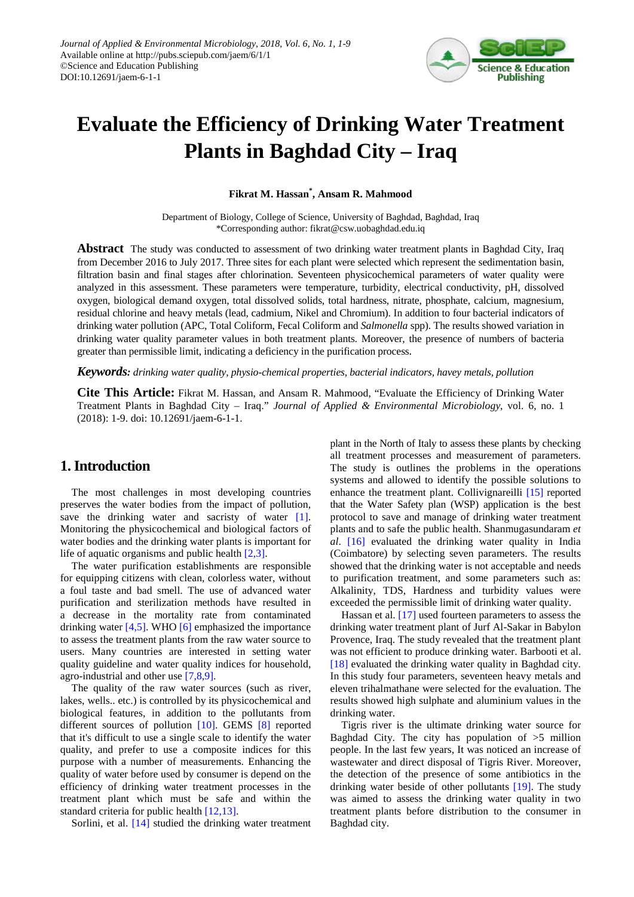Journal of Applied & Environmental Microbiology, 2018, Vol. 6, No. 1, 1-9
Available online at http://pubs.sciepub.com/jaem/6/1/1
©Science and Education Publishing
DOI:10.12691/jaem-6-1-1

# Evaluate the Efficiency of Drinking Water Treatment Plants in Baghdad City – Iraq

**Fikrat M. Hassan*, Ansam R. Mahmood**

Department of Biology, College of Science, University of Baghdad, Baghdad, Iraq
*Corresponding author: fikrat@csw.uobaghdad.edu.iq

**Abstract** The study was conducted to assessment of two drinking water treatment plants in Baghdad City, Iraq from December 2016 to July 2017. Three sites for each plant were selected which represent the sedimentation basin, filtration basin and final stages after chlorination. Seventeen physicochemical parameters of water quality were analyzed in this assessment. These parameters were temperature, turbidity, electrical conductivity, pH, dissolved oxygen, biological demand oxygen, total dissolved solids, total hardness, nitrate, phosphate, calcium, magnesium, residual chlorine and heavy metals (lead, cadmium, Nikel and Chromium). In addition to four bacterial indicators of drinking water pollution (APC, Total Coliform, Fecal Coliform and *Salmonella* spp). The results showed variation in drinking water quality parameter values in both treatment plants. Moreover, the presence of numbers of bacteria greater than permissible limit, indicating a deficiency in the purification process.

***Keywords:*** *drinking water quality, physio-chemical properties, bacterial indicators, havey metals, pollution*

**Cite This Article:** Fikrat M. Hassan, and Ansam R. Mahmood, "Evaluate the Efficiency of Drinking Water Treatment Plants in Baghdad City – Iraq." *Journal of Applied & Environmental Microbiology*, vol. 6, no. 1 (2018): 1-9. doi: 10.12691/jaem-6-1-1.

## 1. Introduction

The most challenges in most developing countries preserves the water bodies from the impact of pollution, save the drinking water and sacristy of water [1]. Monitoring the physicochemical and biological factors of water bodies and the drinking water plants is important for life of aquatic organisms and public health [2,3].

The water purification establishments are responsible for equipping citizens with clean, colorless water, without a foul taste and bad smell. The use of advanced water purification and sterilization methods have resulted in a decrease in the mortality rate from contaminated drinking water [4,5]. WHO [6] emphasized the importance to assess the treatment plants from the raw water source to users. Many countries are interested in setting water quality guideline and water quality indices for household, agro-industrial and other use [7,8,9].

The quality of the raw water sources (such as river, lakes, wells.. etc.) is controlled by its physicochemical and biological features, in addition to the pollutants from different sources of pollution [10]. GEMS [8] reported that it's difficult to use a single scale to identify the water quality, and prefer to use a composite indices for this purpose with a number of measurements. Enhancing the quality of water before used by consumer is depend on the efficiency of drinking water treatment processes in the treatment plant which must be safe and within the standard criteria for public health [12,13].

Sorlini, et al. [14] studied the drinking water treatment plant in the North of Italy to assess these plants by checking all treatment processes and measurement of parameters. The study is outlines the problems in the operations systems and allowed to identify the possible solutions to enhance the treatment plant. Collivignareilli [15] reported that the Water Safety plan (WSP) application is the best protocol to save and manage of drinking water treatment plants and to safe the public health. Shanmugasundaram *et al*. [16] evaluated the drinking water quality in India (Coimbatore) by selecting seven parameters. The results showed that the drinking water is not acceptable and needs to purification treatment, and some parameters such as: Alkalinity, TDS, Hardness and turbidity values were exceeded the permissible limit of drinking water quality.

Hassan et al. [17] used fourteen parameters to assess the drinking water treatment plant of Jurf Al-Sakar in Babylon Provence, Iraq. The study revealed that the treatment plant was not efficient to produce drinking water. Barbooti et al. [18] evaluated the drinking water quality in Baghdad city. In this study four parameters, seventeen heavy metals and eleven trihalmathane were selected for the evaluation. The results showed high sulphate and aluminium values in the drinking water.

Tigris river is the ultimate drinking water source for Baghdad City. The city has population of >5 million people. In the last few years, It was noticed an increase of wastewater and direct disposal of Tigris River. Moreover, the detection of the presence of some antibiotics in the drinking water beside of other pollutants [19]. The study was aimed to assess the drinking water quality in two treatment plants before distribution to the consumer in Baghdad city.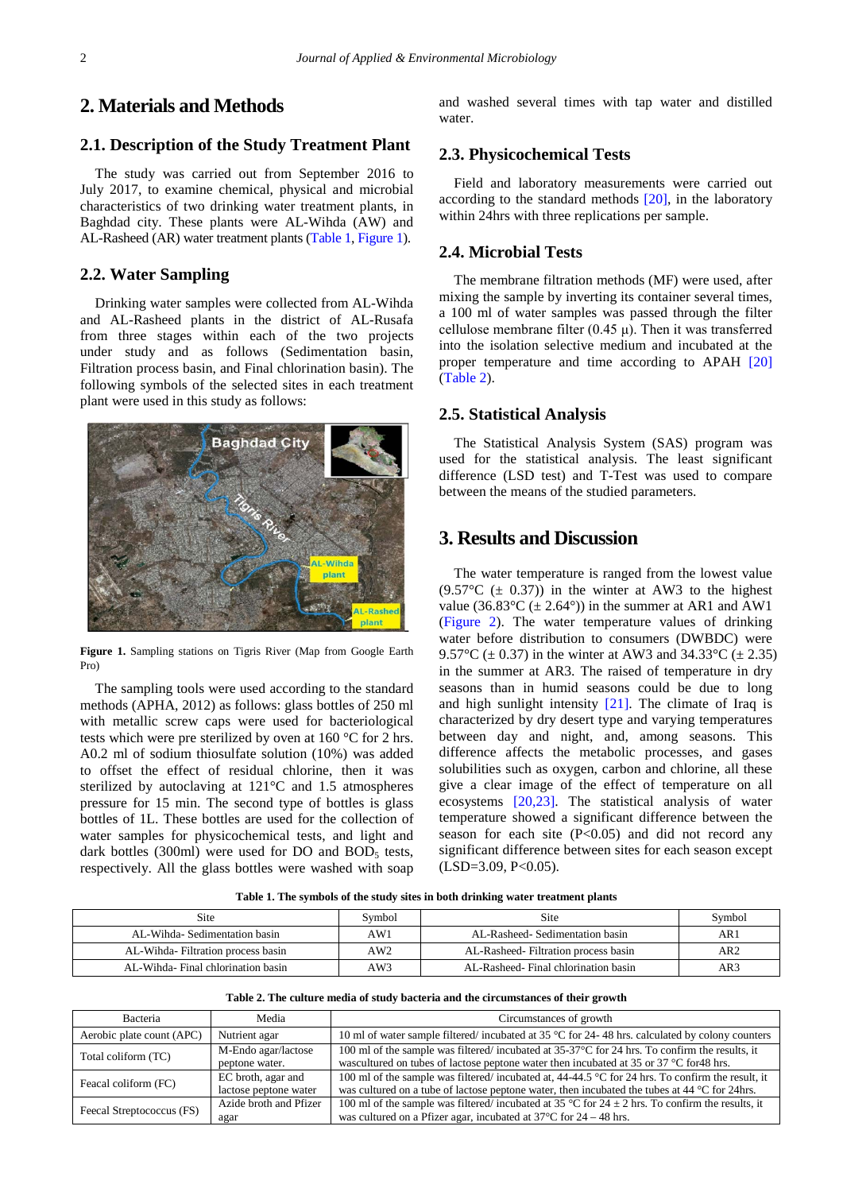## 2. Materials and Methods

### 2.1. Description of the Study Treatment Plant

The study was carried out from September 2016 to July 2017, to examine chemical, physical and microbial characteristics of two drinking water treatment plants, in Baghdad city. These plants were AL-Wihda (AW) and AL-Rasheed (AR) water treatment plants (Table 1, Figure 1).

### 2.2. Water Sampling

Drinking water samples were collected from AL-Wihda and AL-Rasheed plants in the district of AL-Rusafa from three stages within each of the two projects under study and as follows (Sedimentation basin, Filtration process basin, and Final chlorination basin). The following symbols of the selected sites in each treatment plant were used in this study as follows:

Baghdad City

Tigris River

AL-Wihda plant

AL-Rashed plant

**Figure 1.** Sampling stations on Tigris River (Map from Google Earth Pro)

The sampling tools were used according to the standard methods (APHA, 2012) as follows: glass bottles of 250 ml with metallic screw caps were used for bacteriological tests which were pre sterilized by oven at 160 °C for 2 hrs. A0.2 ml of sodium thiosulfate solution (10%) was added to offset the effect of residual chlorine, then it was sterilized by autoclaving at 121°C and 1.5 atmospheres pressure for 15 min. The second type of bottles is glass bottles of 1L. These bottles are used for the collection of water samples for physicochemical tests, and light and dark bottles (300ml) were used for DO and $BOD_5$ tests, respectively. All the glass bottles were washed with soap and washed several times with tap water and distilled water.

### 2.3. Physicochemical Tests

Field and laboratory measurements were carried out according to the standard methods [20], in the laboratory within 24hrs with three replications per sample.

### 2.4. Microbial Tests

The membrane filtration methods (MF) were used, after mixing the sample by inverting its container several times, a 100 ml of water samples was passed through the filter cellulose membrane filter (0.45 μ). Then it was transferred into the isolation selective medium and incubated at the proper temperature and time according to APAH [20] (Table 2).

### 2.5. Statistical Analysis

The Statistical Analysis System (SAS) program was used for the statistical analysis. The least significant difference (LSD test) and T-Test was used to compare between the means of the studied parameters.

## 3. Results and Discussion

The water temperature is ranged from the lowest value (9.57°C (± 0.37)) in the winter at AW3 to the highest value (36.83°C (± 2.64°)) in the summer at AR1 and AW1 (Figure 2). The water temperature values of drinking water before distribution to consumers (DWBDC) were 9.57°C (± 0.37) in the winter at AW3 and 34.33°C (± 2.35) in the summer at AR3. The raised of temperature in dry seasons than in humid seasons could be due to long and high sunlight intensity [21]. The climate of Iraq is characterized by dry desert type and varying temperatures between day and night, and, among seasons. This difference affects the metabolic processes, and gases solubilities such as oxygen, carbon and chlorine, all these give a clear image of the effect of temperature on all ecosystems [20,23]. The statistical analysis of water temperature showed a significant difference between the season for each site ($P<0.05$) and did not record any significant difference between sites for each season except (LSD=3.09, $P<0.05$).

**Table 1. The symbols of the study sites in both drinking water treatment plants**

| Site | Symbol | Site | Symbol |
|---|---|---|---|
| AL-Wihda- Sedimentation basin | AW1 | AL-Rasheed- Sedimentation basin | AR1 |
| AL-Wihda- Filtration process basin | AW2 | AL-Rasheed- Filtration process basin | AR2 |
| AL-Wihda- Final chlorination basin | AW3 | AL-Rasheed- Final chlorination basin | AR3 |

**Table 2. The culture media of study bacteria and the circumstances of their growth**

| Bacteria | Media | Circumstances of growth |
|---|---|---|
| Aerobic plate count (APC) | Nutrient agar | 10 ml of water sample filtered/ incubated at 35 °C for 24- 48 hrs. calculated by colony counters |
| Total coliform (TC) | M-Endo agar/lactose peptone water. | 100 ml of the sample was filtered/ incubated at 35-37°C for 24 hrs. To confirm the results, it wascultured on tubes of lactose peptone water then incubated at 35 or 37 °C for48 hrs. |
| Feacal coliform (FC) | EC broth, agar and lactose peptone water | 100 ml of the sample was filtered/ incubated at, 44-44.5 °C for 24 hrs. To confirm the result, it was cultured on a tube of lactose peptone water, then incubated the tubes at 44 °C for 24hrs. |
| Feecal Streptococcus (FS) | Azide broth and Pfizer agar | 100 ml of the sample was filtered/ incubated at 35 °C for 24 ± 2 hrs. To confirm the results, it was cultured on a Pfizer agar, incubated at 37°C for 24 – 48 hrs. |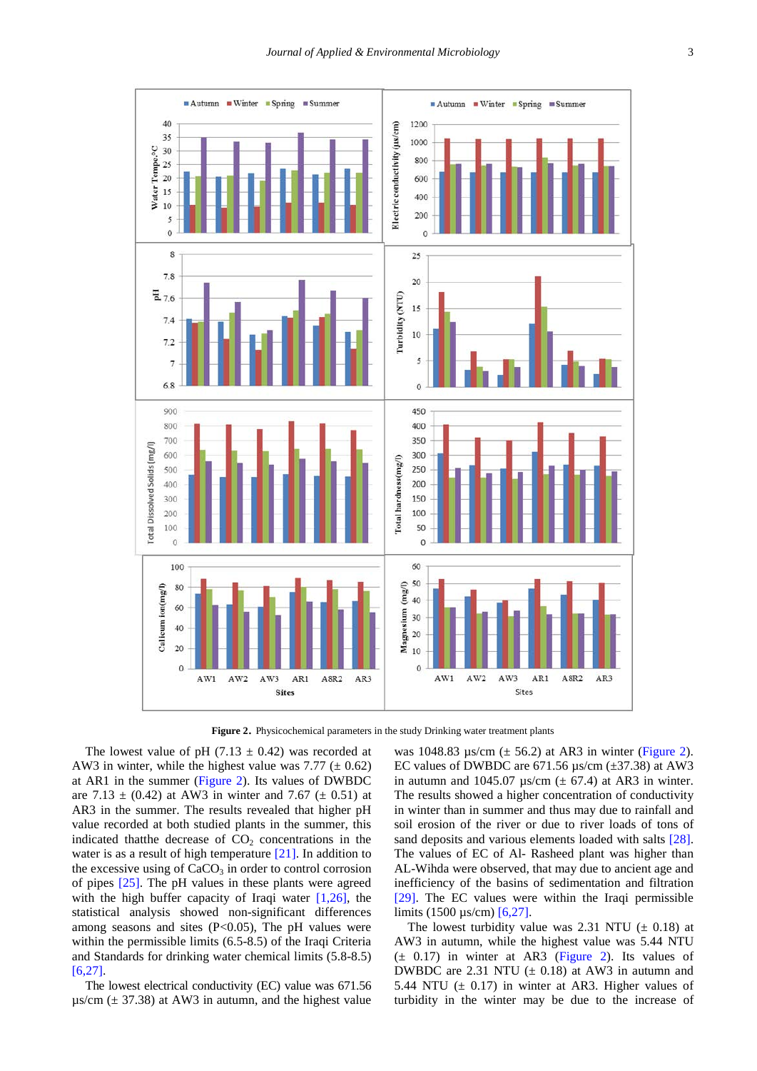■ Autumn ■ Winter ■ Spring ■ Summer

Water Tempe.°C

40
35
30
25
20
15
10
5
0

Electric conductivity (µs/cm)

1200
1000
800
600
400
200
0

pH

8
7.8
7.6
7.4
7.2
7
6.8

Turbidity (NTU)

25
20
15
10
5
0

Total Dissolved Solids (mg/l)

900
800
700
600
500
400
300
200
100
0

Total hardness(mg/l)

450
400
350
300
250
200
150
100
50
0

Calicum ion(mg/l)

100
80
60
40
20
0

Magnesium (mg/l)

60
50
40
30
20
10
0

AW1 AW2 AW3 AR1 A8R2 AR3

Sites

**Figure 2.** Physicochemical parameters in the study Drinking water treatment plants

The lowest value of pH (7.13 ± 0.42) was recorded at AW3 in winter, while the highest value was 7.77 (± 0.62) at AR1 in the summer (Figure 2). Its values of DWBDC are 7.13 ± (0.42) at AW3 in winter and 7.67 (± 0.51) at AR3 in the summer. The results revealed that higher pH value recorded at both studied plants in the summer, this indicated thatthe decrease of $CO_2$ concentrations in the water is as a result of high temperature [21]. In addition to the excessive using of $CaCO_3$ in order to control corrosion of pipes [25]. The pH values in these plants were agreed with the high buffer capacity of Iraqi water [1,26], the statistical analysis showed non-significant differences among seasons and sites ($P<0.05$), The pH values were within the permissible limits (6.5-8.5) of the Iraqi Criteria and Standards for drinking water chemical limits (5.8-8.5) [6,27].

The lowest electrical conductivity (EC) value was 671.56 µs/cm (± 37.38) at AW3 in autumn, and the highest value was 1048.83 µs/cm (± 56.2) at AR3 in winter (Figure 2). EC values of DWBDC are 671.56 µs/cm (±37.38) at AW3 in autumn and 1045.07 µs/cm (± 67.4) at AR3 in winter. The results showed a higher concentration of conductivity in winter than in summer and thus may due to rainfall and soil erosion of the river or due to river loads of tons of sand deposits and various elements loaded with salts [28]. The values of EC of Al- Rasheed plant was higher than AL-Wihda were observed, that may due to ancient age and inefficiency of the basins of sedimentation and filtration [29]. The EC values were within the Iraqi permissible limits (1500 µs/cm) [6,27].

The lowest turbidity value was 2.31 NTU (± 0.18) at AW3 in autumn, while the highest value was 5.44 NTU (± 0.17) in winter at AR3 (Figure 2). Its values of DWBDC are 2.31 NTU (± 0.18) at AW3 in autumn and 5.44 NTU (± 0.17) in winter at AR3. Higher values of turbidity in the winter may be due to the increase of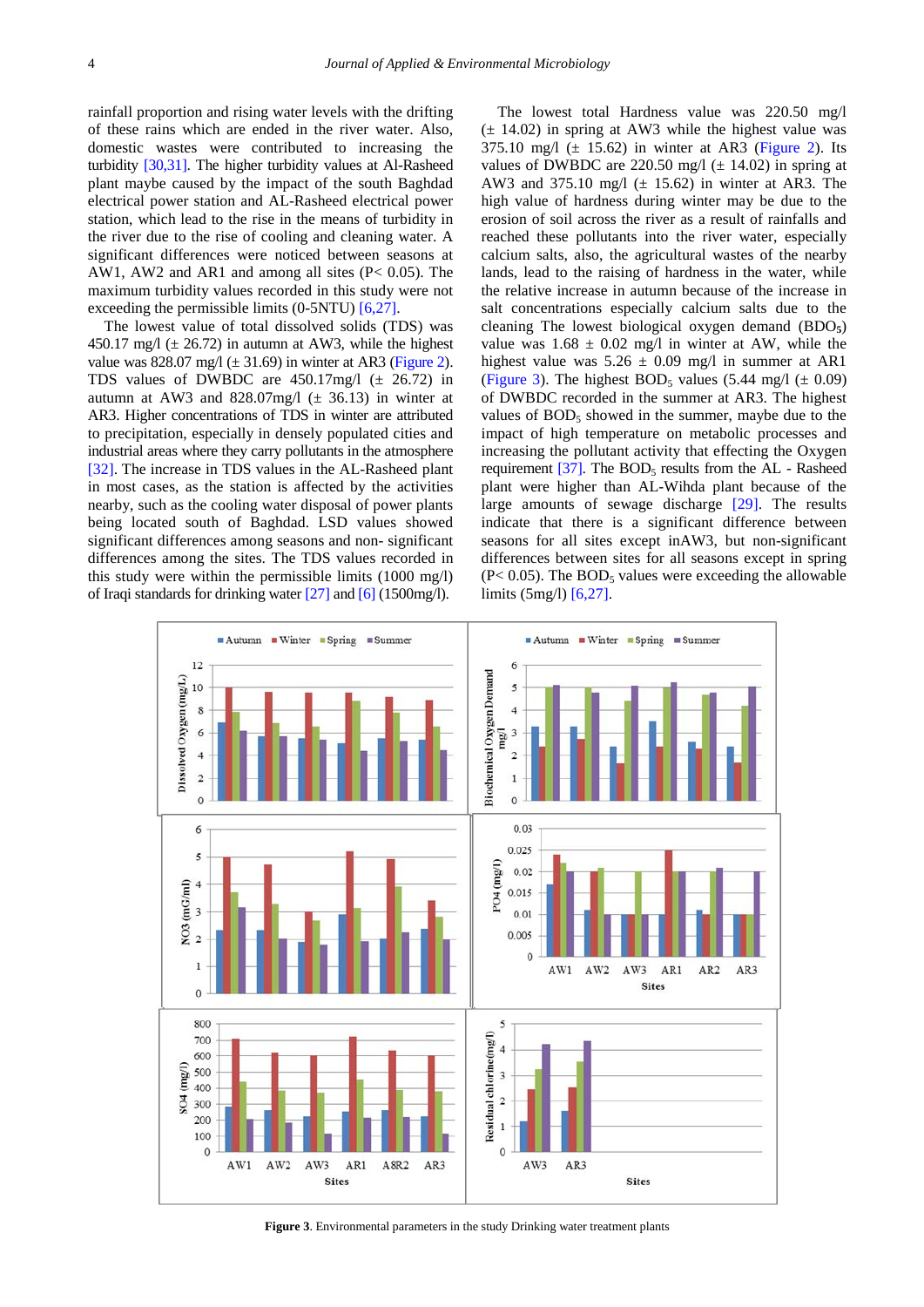rainfall proportion and rising water levels with the drifting of these rains which are ended in the river water. Also, domestic wastes were contributed to increasing the turbidity [30,31]. The higher turbidity values at Al-Rasheed plant maybe caused by the impact of the south Baghdad electrical power station and AL-Rasheed electrical power station, which lead to the rise in the means of turbidity in the river due to the rise of cooling and cleaning water. A significant differences were noticed between seasons at AW1, AW2 and AR1 and among all sites ($P< 0.05$). The maximum turbidity values recorded in this study were not exceeding the permissible limits (0-5NTU) [6,27].

The lowest value of total dissolved solids (TDS) was 450.17 mg/l (± 26.72) in autumn at AW3, while the highest value was 828.07 mg/l (± 31.69) in winter at AR3 (Figure 2). TDS values of DWBDC are 450.17mg/l (± 26.72) in autumn at AW3 and 828.07mg/l (± 36.13) in winter at AR3. Higher concentrations of TDS in winter are attributed to precipitation, especially in densely populated cities and industrial areas where they carry pollutants in the atmosphere [32]. The increase in TDS values in the AL-Rasheed plant in most cases, as the station is affected by the activities nearby, such as the cooling water disposal of power plants being located south of Baghdad. LSD values showed significant differences among seasons and non- significant differences among the sites. The TDS values recorded in this study were within the permissible limits (1000 mg/l) of Iraqi standards for drinking water [27] and [6] (1500mg/l).

The lowest total Hardness value was 220.50 mg/l (± 14.02) in spring at AW3 while the highest value was 375.10 mg/l (± 15.62) in winter at AR3 (Figure 2). Its values of DWBDC are 220.50 mg/l (± 14.02) in spring at AW3 and 375.10 mg/l (± 15.62) in winter at AR3. The high value of hardness during winter may be due to the erosion of soil across the river as a result of rainfalls and reached these pollutants into the river water, especially calcium salts, also, the agricultural wastes of the nearby lands, lead to the raising of hardness in the water, while the relative increase in autumn because of the increase in salt concentrations especially calcium salts due to the cleaning The lowest biological oxygen demand ($BDO_5$) value was 1.68 ± 0.02 mg/l in winter at AW, while the highest value was 5.26 ± 0.09 mg/l in summer at AR1 (Figure 3). The highest $BOD_5$ values (5.44 mg/l (± 0.09) of DWBDC recorded in the summer at AR3. The highest values of $BOD_5$ showed in the summer, maybe due to the impact of high temperature on metabolic processes and increasing the pollutant activity that effecting the Oxygen requirement [37]. The $BOD_5$ results from the AL - Rasheed plant were higher than AL-Wihda plant because of the large amounts of sewage discharge [29]. The results indicate that there is a significant difference between seasons for all sites except inAW3, but non-significant differences between sites for all seasons except in spring ($P< 0.05$). The $BOD_5$ values were exceeding the allowable limits (5mg/l) [6,27].

Autumn Winter Spring Summer

Dissolved Oxygen (mg/L)
12
10
8
6
4
2
0

Biochemical Oxygen Demand mg/l
6
5
4
3
2
1
0

NO3 (mG/ml)
6
5
4
3
2
1
0

PO4 (mg/l)
0.03
0.025
0.02
0.015
0.01
0.005
0
AW1 AW2 AW3 AR1 AR2 AR3
Sites

SO4 (mg/l)
800
700
600
500
400
300
200
100
0
AW1 AW2 AW3 AR1 A8R2 AR3
Sites

Residual chlorine(mg/l)
5
4
3
2
1
0
AW3 AR3
Sites

**Figure 3**. Environmental parameters in the study Drinking water treatment plants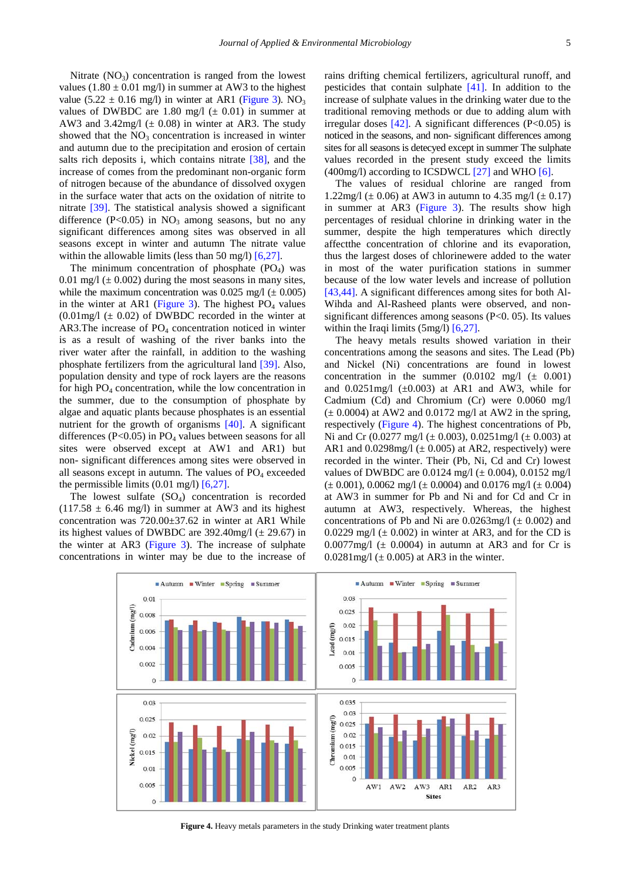Nitrate ($NO_3$) concentration is ranged from the lowest values (1.80 ± 0.01 mg/l) in summer at AW3 to the highest value (5.22 ± 0.16 mg/l) in winter at AR1 (Figure 3). $NO_3$ values of DWBDC are 1.80 mg/l (± 0.01) in summer at AW3 and 3.42mg/l (± 0.08) in winter at AR3. The study showed that the $NO_3$ concentration is increased in winter and autumn due to the precipitation and erosion of certain salts rich deposits i, which contains nitrate [38], and the increase of comes from the predominant non-organic form of nitrogen because of the abundance of dissolved oxygen in the surface water that acts on the oxidation of nitrite to nitrate [39]. The statistical analysis showed a significant difference (P<0.05) in $NO_3$ among seasons, but no any significant differences among sites was observed in all seasons except in winter and autumn The nitrate value within the allowable limits (less than 50 mg/l) [6,27].

The minimum concentration of phosphate ($PO_4$) was 0.01 mg/l (± 0.002) during the most seasons in many sites, while the maximum concentration was 0.025 mg/l (± 0.005) in the winter at AR1 (Figure 3). The highest $PO_4$ values (0.01mg/l (± 0.02) of DWBDC recorded in the winter at AR3.The increase of $PO_4$ concentration noticed in winter is as a result of washing of the river banks into the river water after the rainfall, in addition to the washing phosphate fertilizers from the agricultural land [39]. Also, population density and type of rock layers are the reasons for high $PO_4$ concentration, while the low concentration in the summer, due to the consumption of phosphate by algae and aquatic plants because phosphates is an essential nutrient for the growth of organisms [40]. A significant differences (P<0.05) in $PO_4$ values between seasons for all sites were observed except at AW1 and AR1) but non- significant differences among sites were observed in all seasons except in autumn. The values of $PO_4$ exceeded the permissible limits (0.01 mg/l) [6,27].

The lowest sulfate ($SO_4$) concentration is recorded (117.58 ± 6.46 mg/l) in summer at AW3 and its highest concentration was 720.00±37.62 in winter at AR1 While its highest values of DWBDC are 392.40mg/l (± 29.67) in the winter at AR3 (Figure 3). The increase of sulphate concentrations in winter may be due to the increase of rains drifting chemical fertilizers, agricultural runoff, and pesticides that contain sulphate [41]. In addition to the increase of sulphate values in the drinking water due to the traditional removing methods or due to adding alum with irregular doses [42]. A significant differences (P<0.05) is noticed in the seasons, and non- significant differences among sites for all seasons is detecyed except in summer The sulphate values recorded in the present study exceed the limits (400mg/l) according to ICSDWCL [27] and WHO [6].

The values of residual chlorine are ranged from 1.22mg/l (± 0.06) at AW3 in autumn to 4.35 mg/l (± 0.17) in summer at AR3 (Figure 3). The results show high percentages of residual chlorine in drinking water in the summer, despite the high temperatures which directly affectthe concentration of chlorine and its evaporation, thus the largest doses of chlorinewere added to the water in most of the water purification stations in summer because of the low water levels and increase of pollution [43,44]. A significant differences among sites for both Al-Wihda and Al-Rasheed plants were observed, and non-significant differences among seasons (P<0. 05). Its values within the Iraqi limits (5mg/l) [6,27].

The heavy metals results showed variation in their concentrations among the seasons and sites. The Lead (Pb) and Nickel (Ni) concentrations are found in lowest concentration in the summer (0.0102 mg/l (± 0.001) and 0.0251mg/l (±0.003) at AR1 and AW3, while for Cadmium (Cd) and Chromium (Cr) were 0.0060 mg/l (± 0.0004) at AW2 and 0.0172 mg/l at AW2 in the spring, respectively (Figure 4). The highest concentrations of Pb, Ni and Cr (0.0277 mg/l (± 0.003), 0.0251mg/l (± 0.003) at AR1 and 0.0298mg/l (± 0.005) at AR2, respectively) were recorded in the winter. Their (Pb, Ni, Cd and Cr) lowest values of DWBDC are 0.0124 mg/l (± 0.004), 0.0152 mg/l (± 0.001), 0.0062 mg/l (± 0.0004) and 0.0176 mg/l (± 0.004) at AW3 in summer for Pb and Ni and for Cd and Cr in autumn at AW3, respectively. Whereas, the highest concentrations of Pb and Ni are 0.0263mg/l (± 0.002) and 0.0229 mg/l (± 0.002) in winter at AR3, and for the CD is 0.0077mg/l (± 0.0004) in autumn at AR3 and for Cr is 0.0281mg/l (± 0.005) at AR3 in the winter.

Autumn Winter Spring Summer
Cadmium (mg/l)
0.01
0.008
0.006
0.004
0.002
0

Autumn Winter Spring Summer
Lead (mg/l)
0.03
0.025
0.02
0.015
0.01
0.005
0

Nickel (mg/l)
0.03
0.025
0.02
0.015
0.01
0.005
0

Chromium (mg/l)
0.035
0.03
0.025
0.02
0.015
0.01
0.005
0
AW1 AW2 AW3 AR1 AR2 AR3
Sites

**Figure 4.** Heavy metals parameters in the study Drinking water treatment plants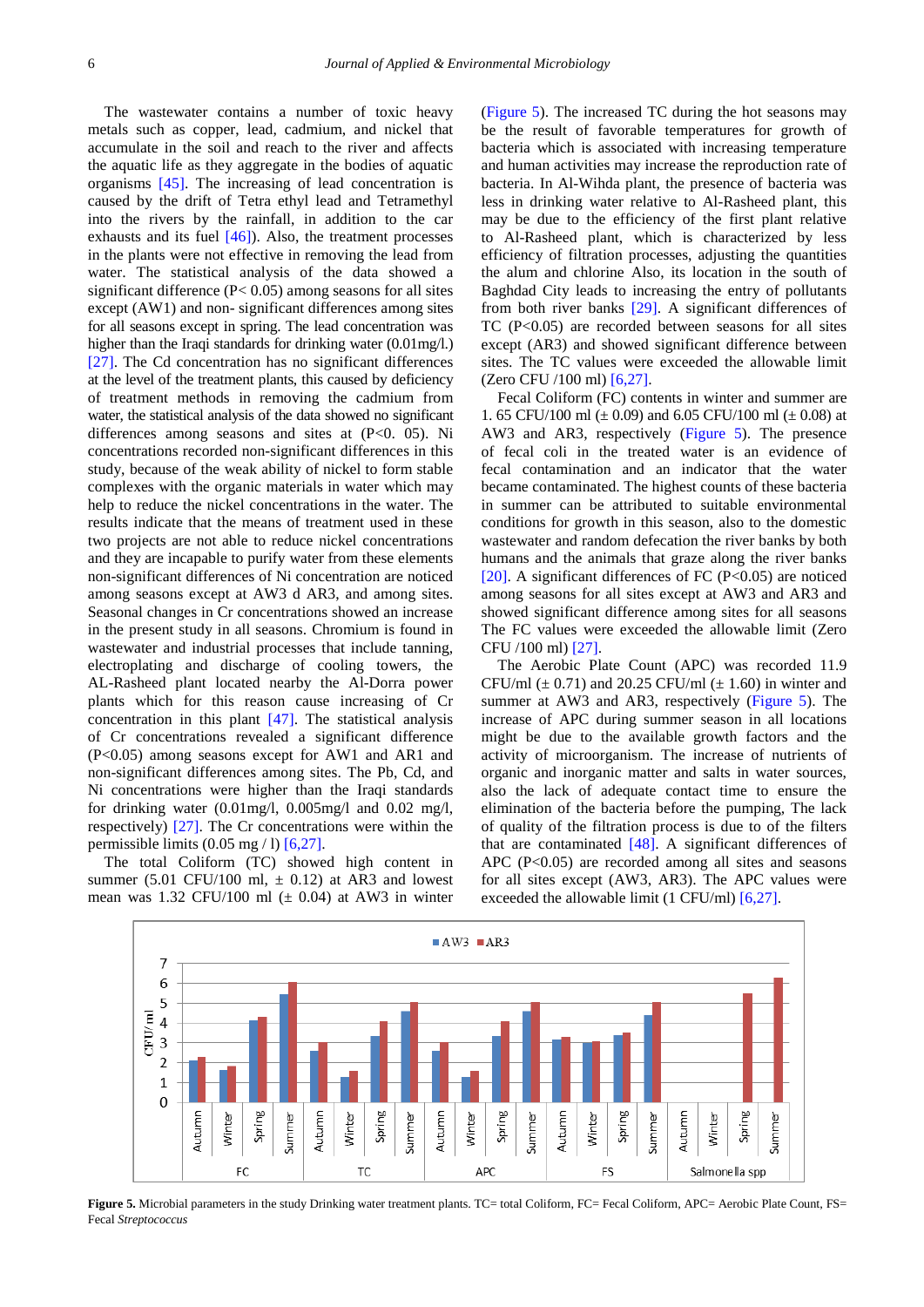The wastewater contains a number of toxic heavy metals such as copper, lead, cadmium, and nickel that accumulate in the soil and reach to the river and affects the aquatic life as they aggregate in the bodies of aquatic organisms [45]. The increasing of lead concentration is caused by the drift of Tetra ethyl lead and Tetramethyl into the rivers by the rainfall, in addition to the car exhausts and its fuel [46]). Also, the treatment processes in the plants were not effective in removing the lead from water. The statistical analysis of the data showed a significant difference ($P< 0.05$) among seasons for all sites except (AW1) and non- significant differences among sites for all seasons except in spring. The lead concentration was higher than the Iraqi standards for drinking water (0.01mg/l.) [27]. The Cd concentration has no significant differences at the level of the treatment plants, this caused by deficiency of treatment methods in removing the cadmium from water, the statistical analysis of the data showed no significant differences among seasons and sites at ($P<0.05$). Ni concentrations recorded non-significant differences in this study, because of the weak ability of nickel to form stable complexes with the organic materials in water which may help to reduce the nickel concentrations in the water. The results indicate that the means of treatment used in these two projects are not able to reduce nickel concentrations and they are incapable to purify water from these elements non-significant differences of Ni concentration are noticed among seasons except at AW3 d AR3, and among sites. Seasonal changes in Cr concentrations showed an increase in the present study in all seasons. Chromium is found in wastewater and industrial processes that include tanning, electroplating and discharge of cooling towers, the AL-Rasheed plant located nearby the Al-Dorra power plants which for this reason cause increasing of Cr concentration in this plant [47]. The statistical analysis of Cr concentrations revealed a significant difference ($P<0.05$) among seasons except for AW1 and AR1 and non-significant differences among sites. The Pb, Cd, and Ni concentrations were higher than the Iraqi standards for drinking water (0.01mg/l, 0.005mg/l and 0.02 mg/l, respectively) [27]. The Cr concentrations were within the permissible limits (0.05 mg / l) [6,27].

The total Coliform (TC) showed high content in summer (5.01 CFU/100 ml, ± 0.12) at AR3 and lowest mean was 1.32 CFU/100 ml (± 0.04) at AW3 in winter (Figure 5). The increased TC during the hot seasons may be the result of favorable temperatures for growth of bacteria which is associated with increasing temperature and human activities may increase the reproduction rate of bacteria. In Al-Wihda plant, the presence of bacteria was less in drinking water relative to Al-Rasheed plant, this may be due to the efficiency of the first plant relative to Al-Rasheed plant, which is characterized by less efficiency of filtration processes, adjusting the quantities the alum and chlorine Also, its location in the south of Baghdad City leads to increasing the entry of pollutants from both river banks [29]. A significant differences of TC ($P<0.05$) are recorded between seasons for all sites except (AR3) and showed significant difference between sites. The TC values were exceeded the allowable limit (Zero CFU /100 ml) [6,27].

Fecal Coliform (FC) contents in winter and summer are 1. 65 CFU/100 ml (± 0.09) and 6.05 CFU/100 ml (± 0.08) at AW3 and AR3, respectively (Figure 5). The presence of fecal coli in the treated water is an evidence of fecal contamination and an indicator that the water became contaminated. The highest counts of these bacteria in summer can be attributed to suitable environmental conditions for growth in this season, also to the domestic wastewater and random defecation the river banks by both humans and the animals that graze along the river banks [20]. A significant differences of FC ($P<0.05$) are noticed among seasons for all sites except at AW3 and AR3 and showed significant difference among sites for all seasons The FC values were exceeded the allowable limit (Zero CFU /100 ml) [27].

The Aerobic Plate Count (APC) was recorded 11.9 CFU/ml (± 0.71) and 20.25 CFU/ml (± 1.60) in winter and summer at AW3 and AR3, respectively (Figure 5). The increase of APC during summer season in all locations might be due to the available growth factors and the activity of microorganism. The increase of nutrients of organic and inorganic matter and salts in water sources, also the lack of adequate contact time to ensure the elimination of the bacteria before the pumping, The lack of quality of the filtration process is due to of the filters that are contaminated [48]. A significant differences of APC ($P<0.05$) are recorded among all sites and seasons for all sites except (AW3, AR3). The APC values were exceeded the allowable limit (1 CFU/ml) [6,27].

**Figure 5.** Microbial parameters in the study Drinking water treatment plants. TC= total Coliform, FC= Fecal Coliform, APC= Aerobic Plate Count, FS= Fecal *Streptococcus*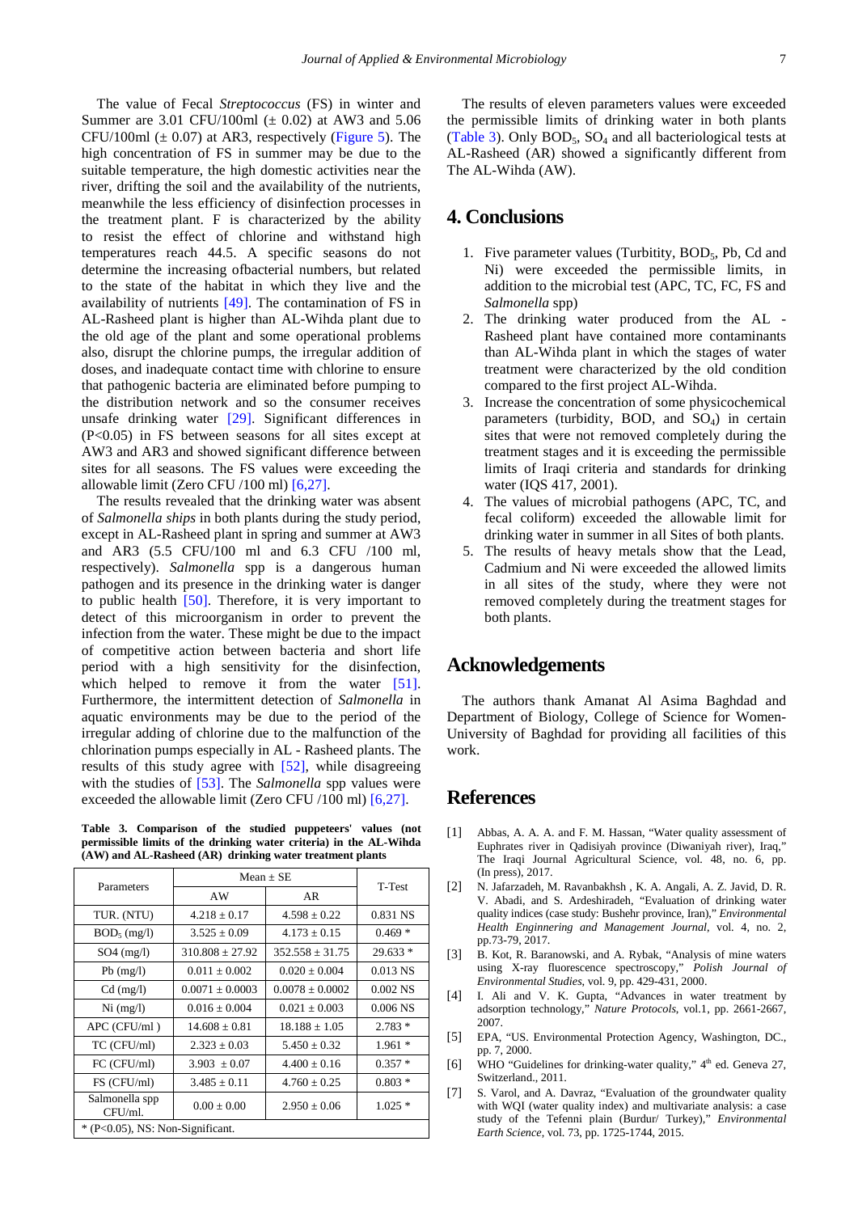The value of Fecal *Streptococcus* (FS) in winter and Summer are 3.01 CFU/100ml (± 0.02) at AW3 and 5.06 CFU/100ml (± 0.07) at AR3, respectively (Figure 5). The high concentration of FS in summer may be due to the suitable temperature, the high domestic activities near the river, drifting the soil and the availability of the nutrients, meanwhile the less efficiency of disinfection processes in the treatment plant. F is characterized by the ability to resist the effect of chlorine and withstand high temperatures reach 44.5. A specific seasons do not determine the increasing ofbacterial numbers, but related to the state of the habitat in which they live and the availability of nutrients [49]. The contamination of FS in AL-Rasheed plant is higher than AL-Wihda plant due to the old age of the plant and some operational problems also, disrupt the chlorine pumps, the irregular addition of doses, and inadequate contact time with chlorine to ensure that pathogenic bacteria are eliminated before pumping to the distribution network and so the consumer receives unsafe drinking water [29]. Significant differences in (P<0.05) in FS between seasons for all sites except at AW3 and AR3 and showed significant difference between sites for all seasons. The FS values were exceeding the allowable limit (Zero CFU /100 ml) [6,27].

The results revealed that the drinking water was absent of *Salmonella ships* in both plants during the study period, except in AL-Rasheed plant in spring and summer at AW3 and AR3 (5.5 CFU/100 ml and 6.3 CFU /100 ml, respectively). *Salmonella* spp is a dangerous human pathogen and its presence in the drinking water is danger to public health [50]. Therefore, it is very important to detect of this microorganism in order to prevent the infection from the water. These might be due to the impact of competitive action between bacteria and short life period with a high sensitivity for the disinfection, which helped to remove it from the water [51]. Furthermore, the intermittent detection of *Salmonella* in aquatic environments may be due to the period of the irregular adding of chlorine due to the malfunction of the chlorination pumps especially in AL - Rasheed plants. The results of this study agree with [52], while disagreeing with the studies of [53]. The *Salmonella* spp values were exceeded the allowable limit (Zero CFU /100 ml) [6,27].

**Table 3. Comparison of the studied puppeteers' values (not permissible limits of the drinking water criteria) in the AL-Wihda (AW) and AL-Rasheed (AR) drinking water treatment plants**

| Parameters | Mean ± SE | | T-Test |
|---|---|---|---|
| | AW | AR | |
| TUR. (NTU) | 4.218 ± 0.17 | 4.598 ± 0.22 | 0.831 NS |
| $BOD_5$ (mg/l) | 3.525 ± 0.09 | 4.173 ± 0.15 | 0.469 * |
| SO4 (mg/l) | 310.808 ± 27.92 | 352.558 ± 31.75 | 29.633 * |
| Pb (mg/l) | 0.011 ± 0.002 | 0.020 ± 0.004 | 0.013 NS |
| Cd (mg/l) | 0.0071 ± 0.0003 | 0.0078 ± 0.0002 | 0.002 NS |
| Ni (mg/l) | 0.016 ± 0.004 | 0.021 ± 0.003 | 0.006 NS |
| APC (CFU/ml ) | 14.608 ± 0.81 | 18.188 ± 1.05 | 2.783 * |
| TC (CFU/ml) | 2.323 ± 0.03 | 5.450 ± 0.32 | 1.961 * |
| FC (CFU/ml) | 3.903 ± 0.07 | 4.400 ± 0.16 | 0.357 * |
| FS (CFU/ml) | 3.485 ± 0.11 | 4.760 ± 0.25 | 0.803 * |
| Salmonella spp CFU/ml. | 0.00 ± 0.00 | 2.950 ± 0.06 | 1.025 * |

\* (P<0.05), NS: Non-Significant.

The results of eleven parameters values were exceeded the permissible limits of drinking water in both plants (Table 3). Only $BOD_5$, $SO_4$ and all bacteriological tests at AL-Rasheed (AR) showed a significantly different from The AL-Wihda (AW).

## 4. Conclusions

1. Five parameter values (Turbidity, $BOD_5$, Pb, Cd and Ni) were exceeded the permissible limits, in addition to the microbial test (APC, TC, FC, FS and *Salmonella* spp)
2. The drinking water produced from the AL - Rasheed plant have contained more contaminants than AL-Wihda plant in which the stages of water treatment were characterized by the old condition compared to the first project AL-Wihda.
3. Increase the concentration of some physicochemical parameters (turbidity, BOD, and $SO_4$) in certain sites that were not removed completely during the treatment stages and it is exceeding the permissible limits of Iraqi criteria and standards for drinking water (IQS 417, 2001).
4. The values of microbial pathogens (APC, TC, and fecal coliform) exceeded the allowable limit for drinking water in summer in all Sites of both plants.
5. The results of heavy metals show that the Lead, Cadmium and Ni were exceeded the allowed limits in all sites of the study, where they were not removed completely during the treatment stages for both plants.

## Acknowledgements

The authors thank Amanat Al Asima Baghdad and Department of Biology, College of Science for Women-University of Baghdad for providing all facilities of this work.

## References

[1] Abbas, A. A. A. and F. M. Hassan, "Water quality assessment of Euphrates river in Qadisiyah province (Diwaniyah river), Iraq," The Iraqi Journal Agricultural Science, vol. 48, no. 6, pp. (In press), 2017.

[2] N. Jafarzadeh, M. Ravanbakhsh , K. A. Angali, A. Z. Javid, D. R. V. Abadi, and S. Ardeshiradeh, "Evaluation of drinking water quality indices (case study: Bushehr province, Iran)," *Environmental Health Enginnering and Management Journal*, vol. 4, no. 2, pp.73-79, 2017.

[3] B. Kot, R. Baranowski, and A. Rybak, "Analysis of mine waters using X-ray fluorescence spectroscopy," *Polish Journal of Environmental Studies*, vol. 9, pp. 429-431, 2000.

[4] I. Ali and V. K. Gupta, "Advances in water treatment by adsorption technology," *Nature Protocols*, vol.1, pp. 2661-2667, 2007.

[5] EPA, "US. Environmental Protection Agency, Washington, DC., pp. 7, 2000.

[6] WHO "Guidelines for drinking-water quality," 4th ed. Geneva 27, Switzerland., 2011.

[7] S. Varol, and A. Davraz, "Evaluation of the groundwater quality with WQI (water quality index) and multivariate analysis: a case study of the Tefenni plain (Burdur/ Turkey)," *Environmental Earth Science*, vol. 73, pp. 1725-1744, 2015.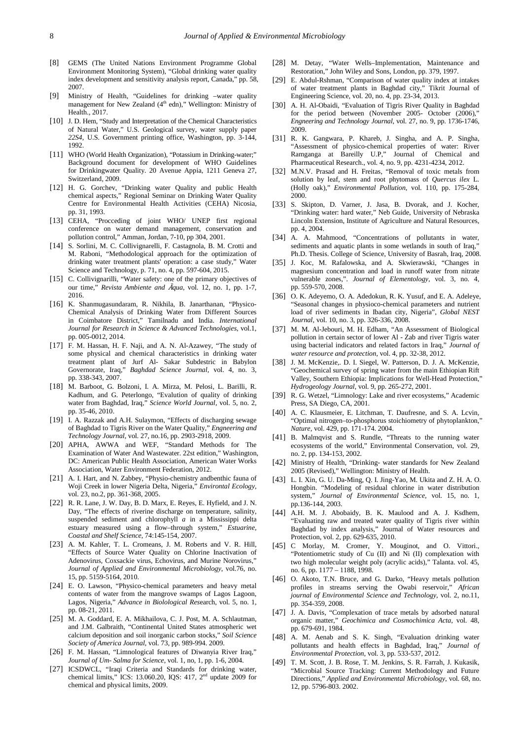[8] GEMS (The United Nations Environment Programme Global Environment Monitoring System), "Global drinking water quality index development and sensitivity analysis report, Canada," pp. 58, 2007.

[9] Ministry of Health, "Guidelines for drinking –water quality management for New Zealand (4th edn)," Wellington: Ministry of Health., 2017.

[10] J. D. Hem, "Study and Interpretation of the Chemical Characteristics of Natural Water," U.S. Geological survey, water supply paper *22S4*, U.S. Government printing office, Washington, pp. 3-144, 1992.

[11] WHO (World Health Organization), "Potassium in Drinking-water;" Background document for development of WHO Guidelines for Drinkingwater Quality. 20 Avenue Appia, 1211 Geneva 27, Switzerland, 2009.

[12] H. G. Gorchev, "Drinking water Quality and public Health chemical aspects," Regional Seminar on Drinking Water Quality Centre for Environmental Health Activities (CEHA) Nicosia, pp. 31, 1993.

[13] CEHA, "Procceding of joint WHO/ UNEP first regional conference on water demand management, conservation and pollution control," Amman, Jordan, 7-10, pp 304, 2001.

[14] S. Sorlini, M. C. Collivignarelli, F. Castagnola, B. M. Crotti and M. Raboni, "Methodological approach for the optimization of drinking water treatment plants' operation: a case study," Water Science and Technology, p. 71, no. 4, pp. 597-604, 2015.

[15] C. Collivignarilli, "Water safety: one of the primary objectives of our time," *Revista Ambiente and Ãqua*, vol. 12, no. 1, pp. 1-7, 2016.

[16] K. Shanmugasundaram, R. Nikhila, B. Janarthanan, "Physico-Chemical Analysis of Drinking Water from Different Sources in Coimbatore District," Tamilnadu and India. *International Journal for Research in Science & Advanced Technologies*, vol.1, pp. 005-0012, 2014.

[17] F. M. Hassan, H. F. Naji, and A. N. Al-Azawey, "The study of some physical and chemical characteristics in drinking water treatment plant of Jurf Al- Sakar Subdestric in Babylon Governorate, Iraq," *Baghdad Science Journal*, vol. 4, no. 3, pp. 338-343, 2007.

[18] M. Barboot, G. Bolzoni, I. A. Mirza, M. Pelosi, L. Barilli, R. Kadhum, and G. Peterlongo, "Evalution of quality of drinking water from Baghdad, Iraq," *Science World Journal*, vol. 5, no. 2, pp. 35-46, 2010.

[19] I. A. Razzak and A.H. Sulaymon, "Effects of discharging sewage of Baghdad to Tigris River on the Water Quality," *Engneering and Technology Journal*, vol. 27, no.16, pp. 2903-2918, 2009.

[20] APHA, AWWA and WEF, "Standard Methods for The Examination of Water And Wastewater. 22st edition," Washington, DC: American Public Health Association, American Water Works Association, Water Environment Federation, 2012.

[21] A. I. Hart, and N. Zabbey, "Physio-chemistry andbenthic fauna of Woji Creek in lower Nigeria Delta, Nigeria," *Environtal Ecology*, vol. 23, no.2, pp. 361-368, 2005.

[22] R. R. Lane, J. W. Day, B. D. Marx, E. Reyes, E. Hyfield, and J. N. Day, "The effects of riverine discharge on temperature, salinity, suspended sediment and chlorophyll *a* in a Mississippi delta estuary measured using a flow–through system," *Estuarine, Coastal and Shelf Science*, 74:145-154, 2007.

[23] A. M. Kahler, T. L. Cromeans, J. M. Roberts and V. R. Hill, "Effects of Source Water Quality on Chlorine Inactivation of Adenovirus, Coxsackie virus, Echovirus, and Murine Norovirus," *Journal of Applied and Environmental Microbiology*, vol.76, no. 15, pp. 5159-5164, 2010.

[24] E. O. Lawson, "Physico-chemical parameters and heavy metal contents of water from the mangrove swamps of Lagos Lagoon, Lagos, Nigeria," *Advance in Biolological Res*earch, vol. 5, no. 1, pp. 08-21, 2011.

[25] M. A. Goddard, E. A. Mikhailova, C. J. Post, M. A. Schlautman, and J.M. Galbraith, "Continental United States atmospheric wet calcium deposition and soil inorganic carbon stocks," *Soil Science Society of America Journal*, vol. 73, pp. 989-994. 2009.

[26] F. M. Hassan, "Limnological features of Diwanyia River Iraq," *Journal of Um- Salma for Science*, vol. 1, no, 1, pp. 1-6, 2004.

[27] ICSDWCL, "Iraqi Criteria and Standards for drinking water, chemical limits," ICS: 13.060.20, IQS: 417, 2nd update 2009 for chemical and physical limits, 2009.

[28] M. Detay, "Water Wells–Implementation, Maintenance and Restoration," John Wiley and Sons, London, pp. 379, 1997.

[29] E. Abdul-Rshman, "Comparison of water quality index at intakes of water treatment plants in Baghdad city," Tikrit Journal of Engineering Science, vol. 20, no. 4, pp. 23-34, 2013.

[30] A. H. Al-Obaidi, "Evaluation of Tigris River Quality in Baghdad for the period between (November 2005- October (2006)," *Engneering and Technology Journal*, vol. 27, no. 9, pp. 1736-1746, 2009.

[31] R. K. Gangwara, P. Khareb, J. Singha, and A. P. Singha, "Assessment of physico-chemical properties of water: River Ramganga at Bareilly U.P," Journal of Chemical and Pharmaceutical Research., vol. 4, no. 9, pp. 4231-4234, 2012.

[32] M.N.V. Prasad and H. Freitas, "Removal of toxic metals from solution by leaf, stem and root phytomass of *Quercus ilex* L. (Holly oak)," *Environmental Pollution*, vol. 110, pp. 175-284, 2000.

[33] S. Skipton, D. Varner, J. Jasa, B. Dvorak, and J. Kocher, "Drinking water: hard water," Neb Guide, University of Nebraska Lincoln Extension, Institute of Agriculture and Natural Resources, pp. 4, 2004.

[34] A. A. Mahmood, "Concentrations of pollutants in water, sediments and aquatic plants in some wetlands in south of Iraq," Ph.D. Thesis. College of Science, University of Basrah, Iraq, 2008.

[35] J. Koc, M. Rafalowska, and A. Skwierawski, "Changes in magnesium concentration and load in runoff water from nitrate vulnerable zones,". *Journal of Elementology*, vol. 3, no. 4, pp. 559-570, 2008.

[36] O. K. Adeyemo, O. A. Adedokun, R. K. Yusuf, and E. A. Adeleye, "Seasonal changes in physioco-chemical parameters and nutrient load of river sediments in Ibadan city, Nigeria", *Global NEST Journal*, vol. 10, no. 3, pp. 326-336, 2008.

[37] M. M. Al-Jebouri, M. H. Edham, "An Assessment of Biological pollution in certain sector of lower Al - Zab and river Tigris water using bacterial indicators and related factors in Iraq," *Journal of water resource and protection*, vol. 4, pp. 32-38, 2012.

[38] J. M. McKenzie,. D. I. Siegel, W. Patterson, D. J. A. McKenzie, "Geochemical survey of spring water from the main Ethiopian Rift Valley, Southern Ethiopia: Implications for Well-Head Protection," *Hydrogeology Journal*, vol. 9, pp. 265-272, 2001.

[39] R. G. Wetzel, "Limnology: Lake and river ecosystems," Academic Press, SA Diego, CA, 2001.

[40] A. C. Klausmeier, E. Litchman, T. Daufresne, and S. A. Lcvin, "Optimal nitrogen–to-phosphorus stoichiometry of phytoplankton," *Nature*, vol. 429, pp. 171-174. 2004.

[41] B. Malmqvist and S. Rundle, "Threats to the running water ecosystems of the world," Environmental Conservation, vol. 29, no. 2, pp. 134-153, 2002.

[42] Ministry of Health, "Drinking- water standards for New Zealand 2005 (Revised)," Wellington: Ministry of Health.

[43] L. I. Xin, G. U. Da-Ming, Q. I. Jing-Yao, M. Ukita and Z. H. A. O. Hongbin. "Modeling of residual chlorine in water distribution system," *Journal of Environmental Science*, vol. 15, no. 1, pp.136-144, 2003.

[44] A.H. M. J. Abobaidy, B. K. Maulood and A. J. Ksdhem, "Evaluating raw and treated water quality of Tigris river within Baghdad by index analysis," Journal of Water resources and Protection, vol. 2, pp. 629-635, 2010.

[45] C Morlay, M. Cromer, Y. Mouginot, and O. Vittori., "Potentiometric study of Cu (II) and Ni (II) complexation with two high molecular weight poly (acrylic acids)," Talanta. vol. 45, no. 6, pp. 1177 – 1188, 1998.

[46] O. Akoto, T.N. Bruce, and G. Darko, "Heavy metals pollution profiles in streams serving the Owabi reservoir," *African journal of Environmental Science and Technology*, vol. 2, no.11, pp. 354-359, 2008.

[47] J. A. Davis, "Complexation of trace metals by adsorbed natural organic matter," *Geochimica and Cosmochimica Acta*, vol. 48, pp. 679-691, 1984.

[48] A. M. Aenab and S. K. Singh, "Evaluation drinking water pollutants and health effects in Baghdad, Iraq," *Journal of Environmental Protection*, vol. 3, pp. 533-537, 2012.

[49] T. M. Scott, J. B. Rose, T. M. Jenkins, S. R. Farrah, J. Kukasik, "Microbial Source Tracking: Current Methodology and Future Directions," *Applied and Environmental Microbiology*, vol. 68, no. 12, pp. 5796-803. 2002.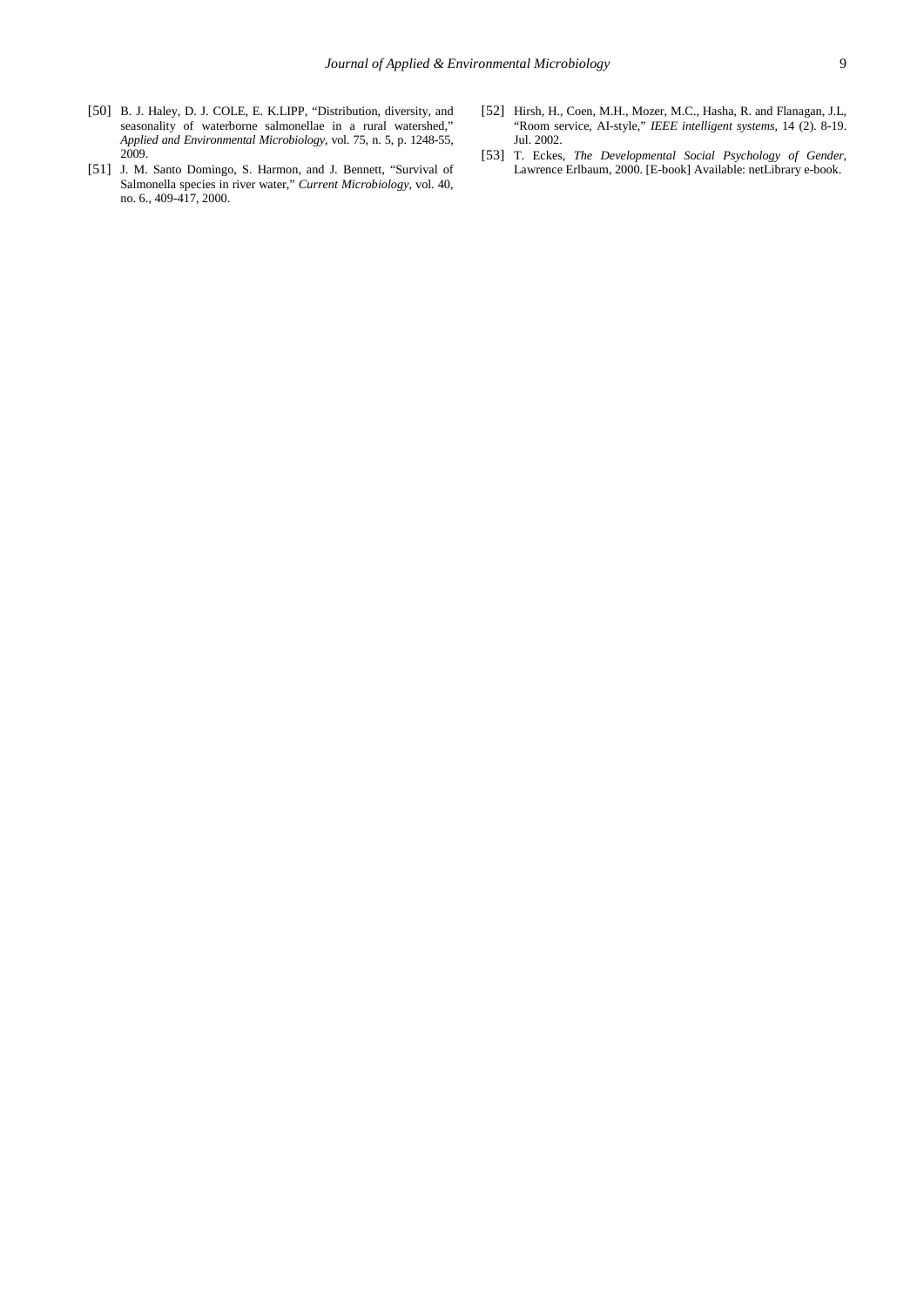[50] B. J. Haley, D. J. COLE, E. K.LIPP, "Distribution, diversity, and seasonality of waterborne salmonellae in a rural watershed," *Applied and Environmental Microbiology*, vol. 75, n. 5, p. 1248-55, 2009.

[51] J. M. Santo Domingo, S. Harmon, and J. Bennett, "Survival of Salmonella species in river water," *Current Microbiology*, vol. 40, no. 6., 409-417, 2000.

[52] Hirsh, H., Coen, M.H., Mozer, M.C., Hasha, R. and Flanagan, J.L, "Room service, AI-style," *IEEE intelligent systems*, 14 (2). 8-19. Jul. 2002.

[53] T. Eckes, *The Developmental Social Psychology of Gender*, Lawrence Erlbaum, 2000. [E-book] Available: netLibrary e-book.